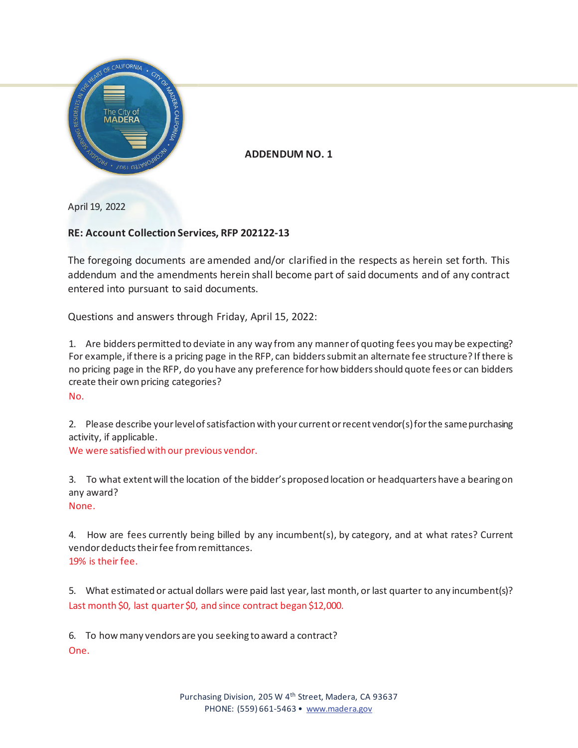# ADDENDUM NO. 1

April 19, 2022

**RE: Account Collection Services, RFP 202122-13**

The foregoing documents are amended and/or clarified in the respects as herein set forth. This addendum and the amendments herein shall become part of said documents and of any contract entered into pursuant to said documents.

Questions and answers through Friday, April 15, 2022:

1. Are bidders permitted to deviate in any way from any manner of quoting fees you may be expecting? For example, if there is a pricing page in the RFP, can bidders submit an alternate fee structure? If there is no pricing page in the RFP, do you have any preference for how bidders should quote fees or can bidders create their own pricing categories?

   No.

2. Please describe your level of satisfaction with your current or recent vendor(s) for the same purchasing activity, if applicable.

   We were satisfied with our previous vendor.

3. To what extent will the location of the bidder's proposed location or headquarters have a bearing on any award?

   None.

4. How are fees currently being billed by any incumbent(s), by category, and at what rates? Current vendor deducts their fee from remittances.

   19% is their fee.

5. What estimated or actual dollars were paid last year, last month, or last quarter to any incumbent(s)?

   Last month $0, last quarter $0, and since contract began $12,000.

6. To how many vendors are you seeking to award a contract?

   One.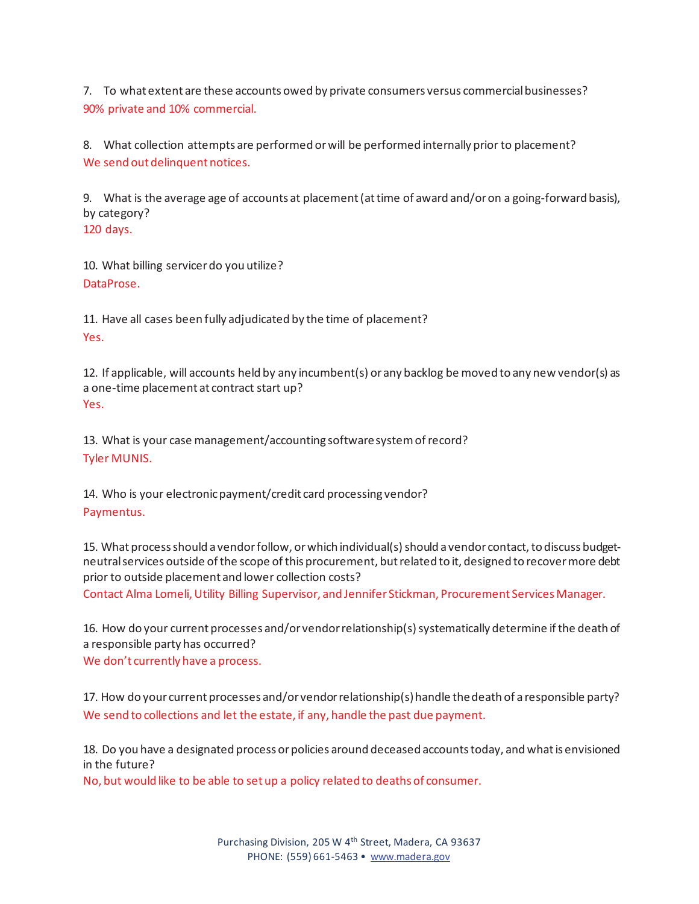7. To what extent are these accounts owed by private consumers versus commercial businesses?
90% private and 10% commercial.

8. What collection attempts are performed or will be performed internally prior to placement?
We send out delinquent notices.

9. What is the average age of accounts at placement (at time of award and/or on a going-forward basis), by category?
120 days.

10. What billing servicer do you utilize?
DataProse.

11. Have all cases been fully adjudicated by the time of placement?
Yes.

12. If applicable, will accounts held by any incumbent(s) or any backlog be moved to any new vendor(s) as a one-time placement at contract start up?
Yes.

13. What is your case management/accounting software system of record?
Tyler MUNIS.

14. Who is your electronic payment/credit card processing vendor?
Paymentus.

15. What process should a vendor follow, or which individual(s) should a vendor contact, to discuss budget-neutral services outside of the scope of this procurement, but related to it, designed to recover more debt prior to outside placement and lower collection costs?
Contact Alma Lomeli, Utility Billing Supervisor, and Jennifer Stickman, Procurement Services Manager.

16. How do your current processes and/or vendor relationship(s) systematically determine if the death of a responsible party has occurred?
We don't currently have a process.

17. How do your current processes and/or vendor relationship(s) handle the death of a responsible party?
We send to collections and let the estate, if any, handle the past due payment.

18. Do you have a designated process or policies around deceased accounts today, and what is envisioned in the future?
No, but would like to be able to set up a policy related to deaths of consumer.

Purchasing Division, 205 W 4th Street, Madera, CA 93637
PHONE: (559) 661-5463 • www.madera.gov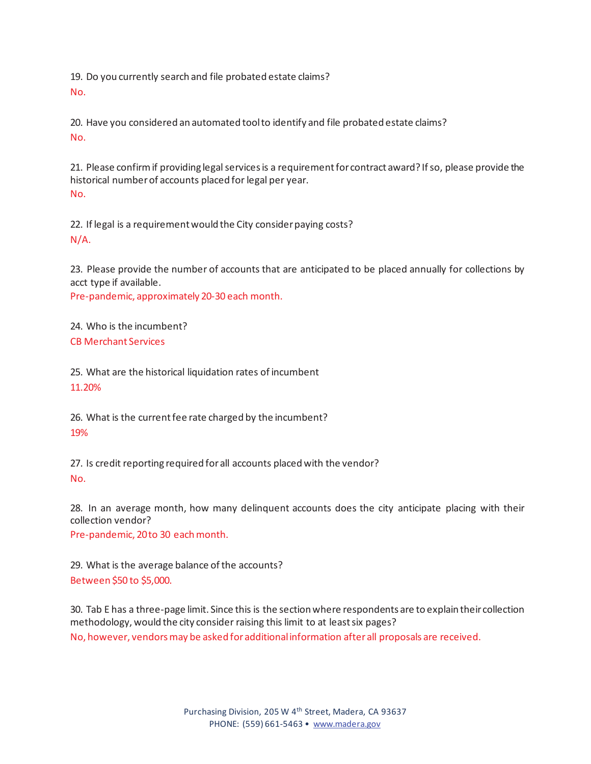19. Do you currently search and file probated estate claims?

No.

20. Have you considered an automated tool to identify and file probated estate claims?

No.

21. Please confirm if providing legal services is a requirement for contract award? If so, please provide the historical number of accounts placed for legal per year.

No.

22. If legal is a requirement would the City consider paying costs?

N/A.

23. Please provide the number of accounts that are anticipated to be placed annually for collections by acct type if available.

Pre-pandemic, approximately 20-30 each month.

24. Who is the incumbent?

CB Merchant Services

25. What are the historical liquidation rates of incumbent

11.20%

26. What is the current fee rate charged by the incumbent?

19%

27. Is credit reporting required for all accounts placed with the vendor?

No.

28. In an average month, how many delinquent accounts does the city anticipate placing with their collection vendor?

Pre-pandemic, 20 to 30 each month.

29. What is the average balance of the accounts?

Between $50 to $5,000.

30. Tab E has a three-page limit. Since this is the section where respondents are to explain their collection methodology, would the city consider raising this limit to at least six pages?

No, however, vendors may be asked for additional information after all proposals are received.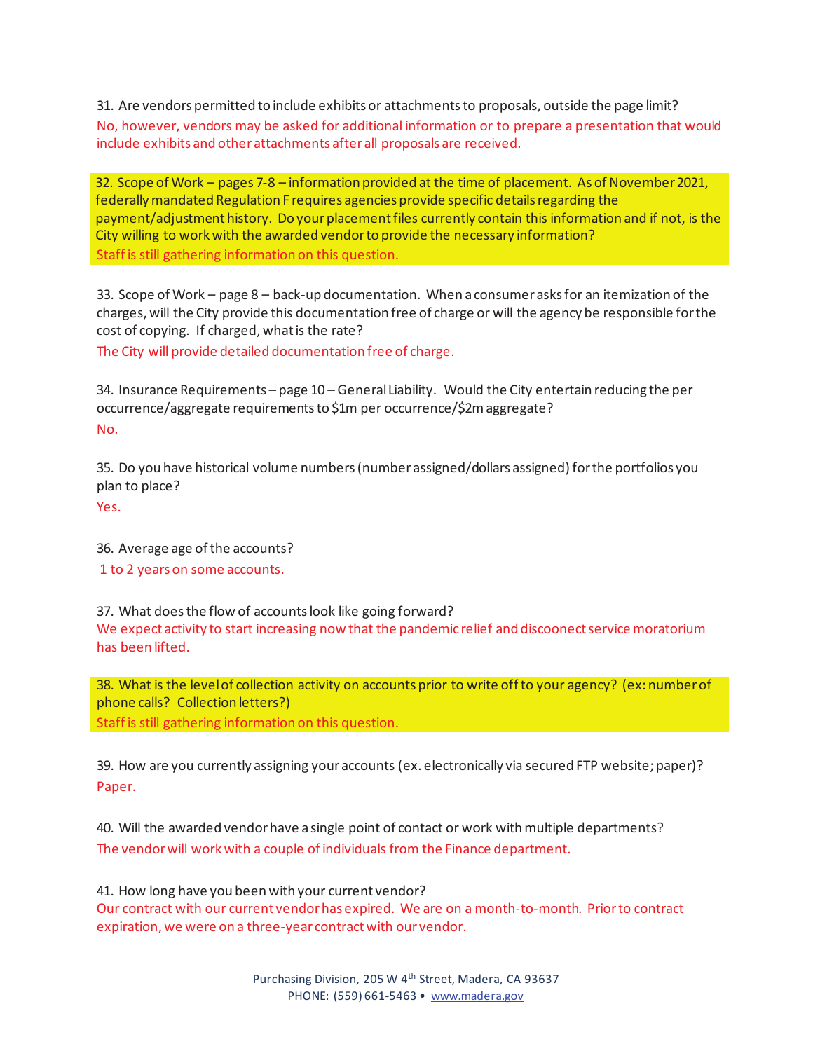31. Are vendors permitted to include exhibits or attachments to proposals, outside the page limit?

No, however, vendors may be asked for additional information or to prepare a presentation that would include exhibits and other attachments after all proposals are received.

32. Scope of Work – pages 7-8 – information provided at the time of placement. As of November 2021, federally mandated Regulation F requires agencies provide specific details regarding the payment/adjustment history. Do your placement files currently contain this information and if not, is the City willing to work with the awarded vendor to provide the necessary information?

Staff is still gathering information on this question.

33. Scope of Work – page 8 – back-up documentation. When a consumer asks for an itemization of the charges, will the City provide this documentation free of charge or will the agency be responsible for the cost of copying. If charged, what is the rate?

The City will provide detailed documentation free of charge.

34. Insurance Requirements – page 10 – General Liability. Would the City entertain reducing the per occurrence/aggregate requirements to $1m per occurrence/$2m aggregate?

No.

35. Do you have historical volume numbers (number assigned/dollars assigned) for the portfolios you plan to place?

Yes.

36. Average age of the accounts?

1 to 2 years on some accounts.

37. What does the flow of accounts look like going forward?

We expect activity to start increasing now that the pandemic relief and discoonect service moratorium has been lifted.

38. What is the level of collection activity on accounts prior to write off to your agency? (ex: number of phone calls? Collection letters?)

Staff is still gathering information on this question.

39. How are you currently assigning your accounts (ex. electronically via secured FTP website; paper)?

Paper.

40. Will the awarded vendor have a single point of contact or work with multiple departments?

The vendor will work with a couple of individuals from the Finance department.

41. How long have you been with your current vendor?

Our contract with our current vendor has expired. We are on a month-to-month. Prior to contract expiration, we were on a three-year contract with our vendor.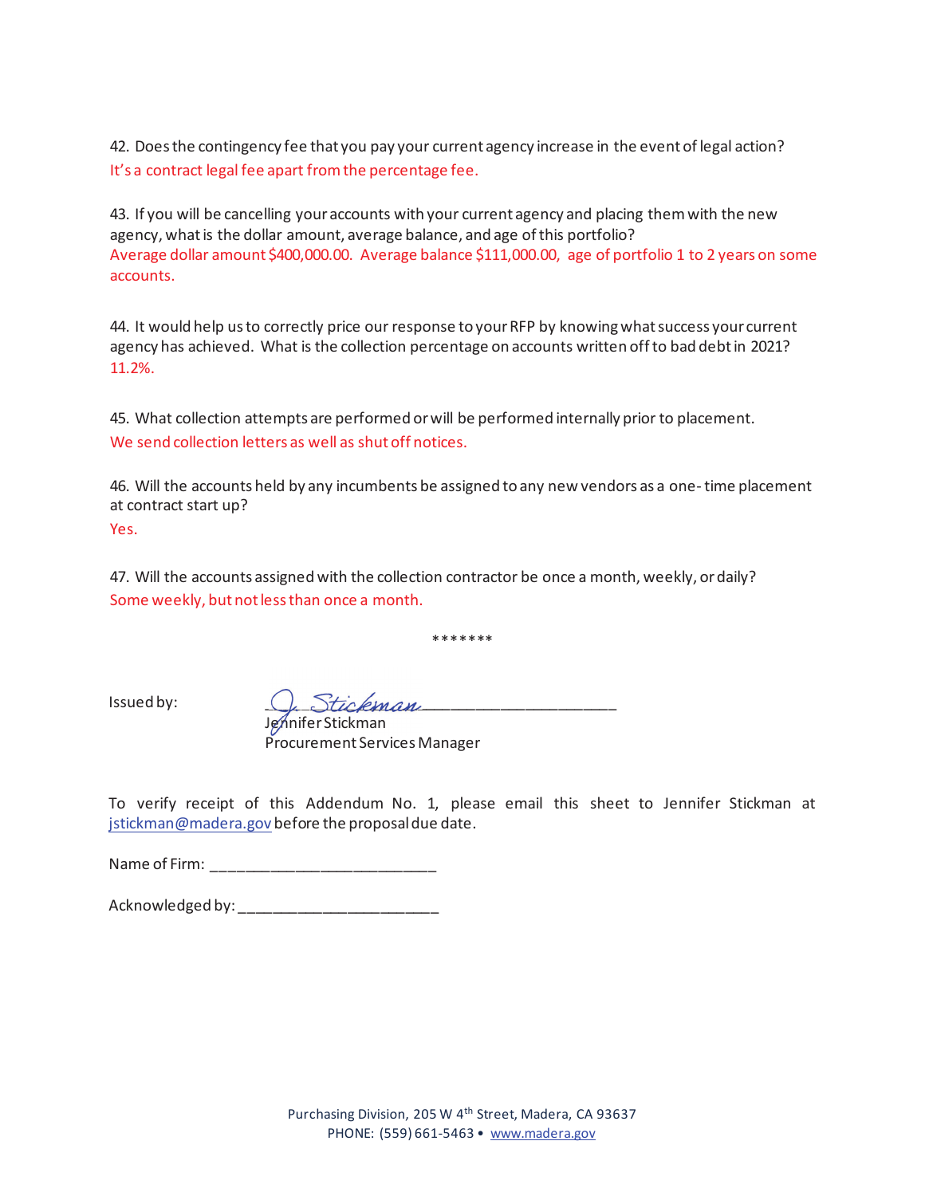42. Does the contingency fee that you pay your current agency increase in the event of legal action?
It's a contract legal fee apart from the percentage fee.

43. If you will be cancelling your accounts with your current agency and placing them with the new agency, what is the dollar amount, average balance, and age of this portfolio?
Average dollar amount $400,000.00. Average balance $111,000.00, age of portfolio 1 to 2 years on some accounts.

44. It would help us to correctly price our response to your RFP by knowing what success your current agency has achieved. What is the collection percentage on accounts written off to bad debt in 2021?
11.2%.

45. What collection attempts are performed or will be performed internally prior to placement.
We send collection letters as well as shut off notices.

46. Will the accounts held by any incumbents be assigned to any new vendors as a one- time placement at contract start up?
Yes.

47. Will the accounts assigned with the collection contractor be once a month, weekly, or daily?
Some weekly, but not less than once a month.

*******

Issued by: J. Stickman
Jennifer Stickman
Procurement Services Manager

To verify receipt of this Addendum No. 1, please email this sheet to Jennifer Stickman at jstickman@madera.gov before the proposal due date.

Name of Firm: ___________________________

Acknowledged by: ________________________

Purchasing Division, 205 W 4th Street, Madera, CA 93637
PHONE: (559) 661-5463 • www.madera.gov